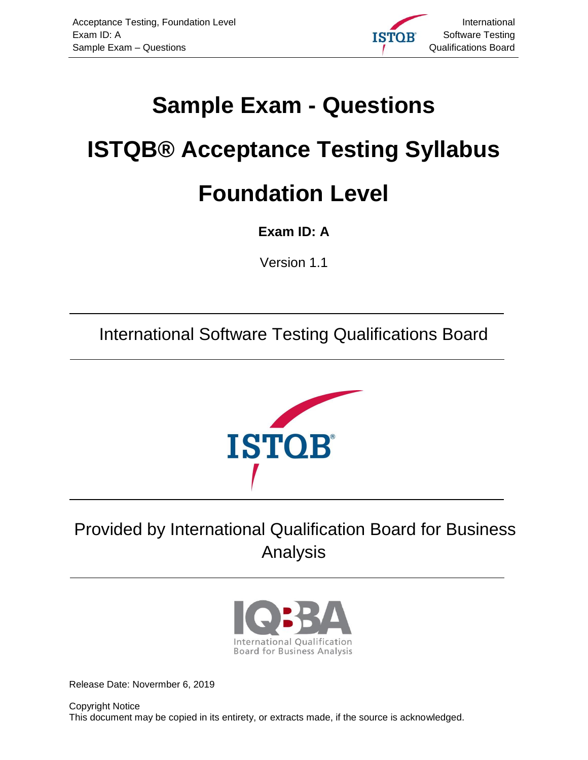# Sample Exam - Questions

# ISTQB® Acceptance Testing Syllabus

# Foundation Level

**Exam ID: A**

Version 1.1

International Software Testing Qualifications Board

Provided by International Qualification Board for Business Analysis

Release Date: Novermber 6, 2019

Copyright Notice
This document may be copied in its entirety, or extracts made, if the source is acknowledged.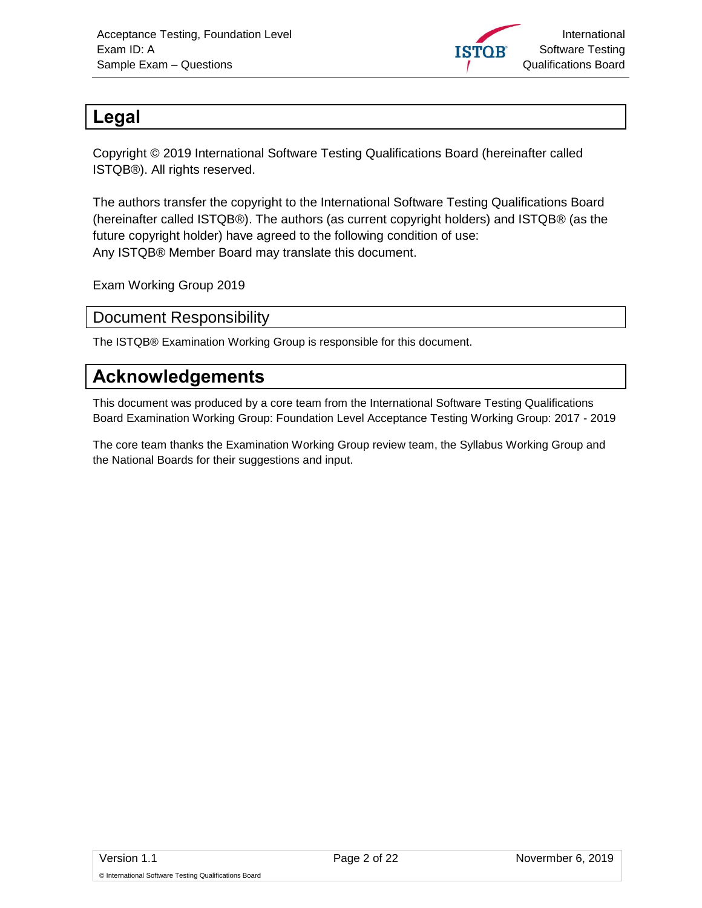# Legal

Copyright © 2019 International Software Testing Qualifications Board (hereinafter called ISTQB®). All rights reserved.

The authors transfer the copyright to the International Software Testing Qualifications Board (hereinafter called ISTQB®). The authors (as current copyright holders) and ISTQB® (as the future copyright holder) have agreed to the following condition of use:
Any ISTQB® Member Board may translate this document.

Exam Working Group 2019

## Document Responsibility

The ISTQB® Examination Working Group is responsible for this document.

# Acknowledgements

This document was produced by a core team from the International Software Testing Qualifications Board Examination Working Group: Foundation Level Acceptance Testing Working Group: 2017 - 2019

The core team thanks the Examination Working Group review team, the Syllabus Working Group and the National Boards for their suggestions and input.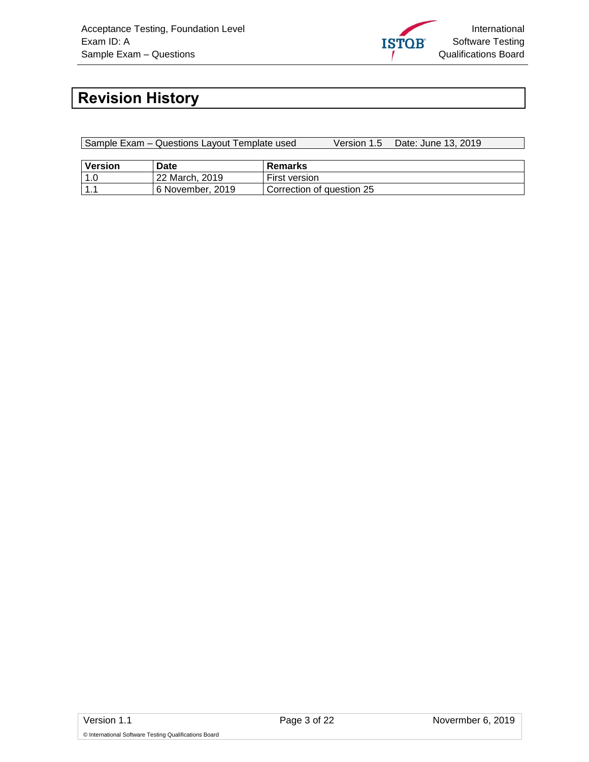# Revision History

| Sample Exam – Questions Layout Template used | Version 1.5 | Date: June 13, 2019 |
| --- | --- | --- |

| Version | Date | Remarks |
| --- | --- | --- |
| 1.0 | 22 March, 2019 | First version |
| 1.1 | 6 November, 2019 | Correction of question 25 |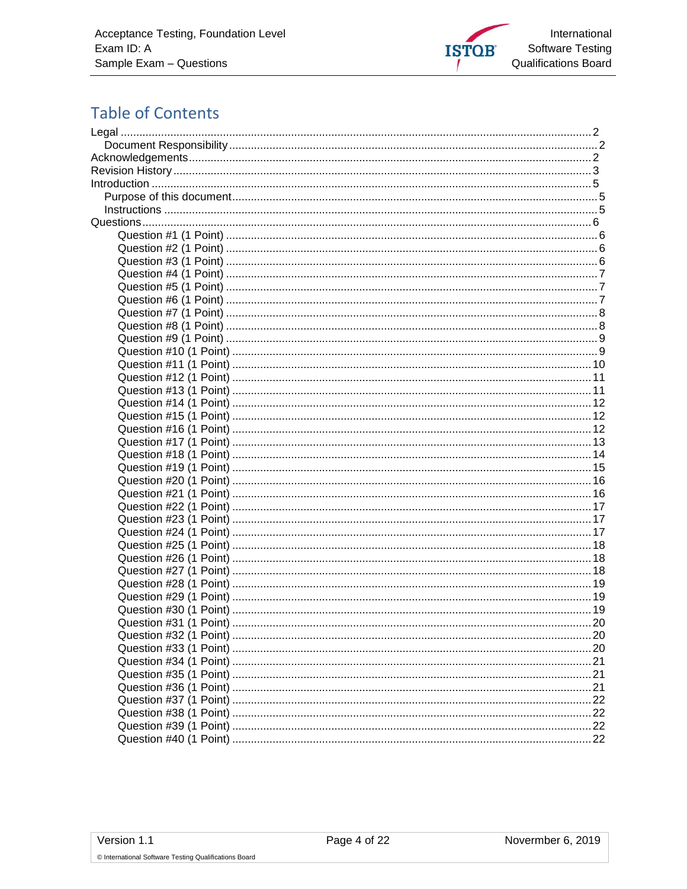# Table of Contents

- Legal .................................................. 2
  - Document Responsibility .................................................. 2
- Acknowledgements .................................................. 2
- Revision History .................................................. 3
- Introduction .................................................. 5
  - Purpose of this document .................................................. 5
  - Instructions .................................................. 5
- Questions .................................................. 6
    - Question #1 (1 Point) .................................................. 6
    - Question #2 (1 Point) .................................................. 6
    - Question #3 (1 Point) .................................................. 6
    - Question #4 (1 Point) .................................................. 7
    - Question #5 (1 Point) .................................................. 7
    - Question #6 (1 Point) .................................................. 7
    - Question #7 (1 Point) .................................................. 8
    - Question #8 (1 Point) .................................................. 8
    - Question #9 (1 Point) .................................................. 9
    - Question #10 (1 Point) .................................................. 9
    - Question #11 (1 Point) .................................................. 10
    - Question #12 (1 Point) .................................................. 11
    - Question #13 (1 Point) .................................................. 11
    - Question #14 (1 Point) .................................................. 12
    - Question #15 (1 Point) .................................................. 12
    - Question #16 (1 Point) .................................................. 12
    - Question #17 (1 Point) .................................................. 13
    - Question #18 (1 Point) .................................................. 14
    - Question #19 (1 Point) .................................................. 15
    - Question #20 (1 Point) .................................................. 16
    - Question #21 (1 Point) .................................................. 16
    - Question #22 (1 Point) .................................................. 17
    - Question #23 (1 Point) .................................................. 17
    - Question #24 (1 Point) .................................................. 17
    - Question #25 (1 Point) .................................................. 18
    - Question #26 (1 Point) .................................................. 18
    - Question #27 (1 Point) .................................................. 18
    - Question #28 (1 Point) .................................................. 19
    - Question #29 (1 Point) .................................................. 19
    - Question #30 (1 Point) .................................................. 19
    - Question #31 (1 Point) .................................................. 20
    - Question #32 (1 Point) .................................................. 20
    - Question #33 (1 Point) .................................................. 20
    - Question #34 (1 Point) .................................................. 21
    - Question #35 (1 Point) .................................................. 21
    - Question #36 (1 Point) .................................................. 21
    - Question #37 (1 Point) .................................................. 22
    - Question #38 (1 Point) .................................................. 22
    - Question #39 (1 Point) .................................................. 22
    - Question #40 (1 Point) .................................................. 22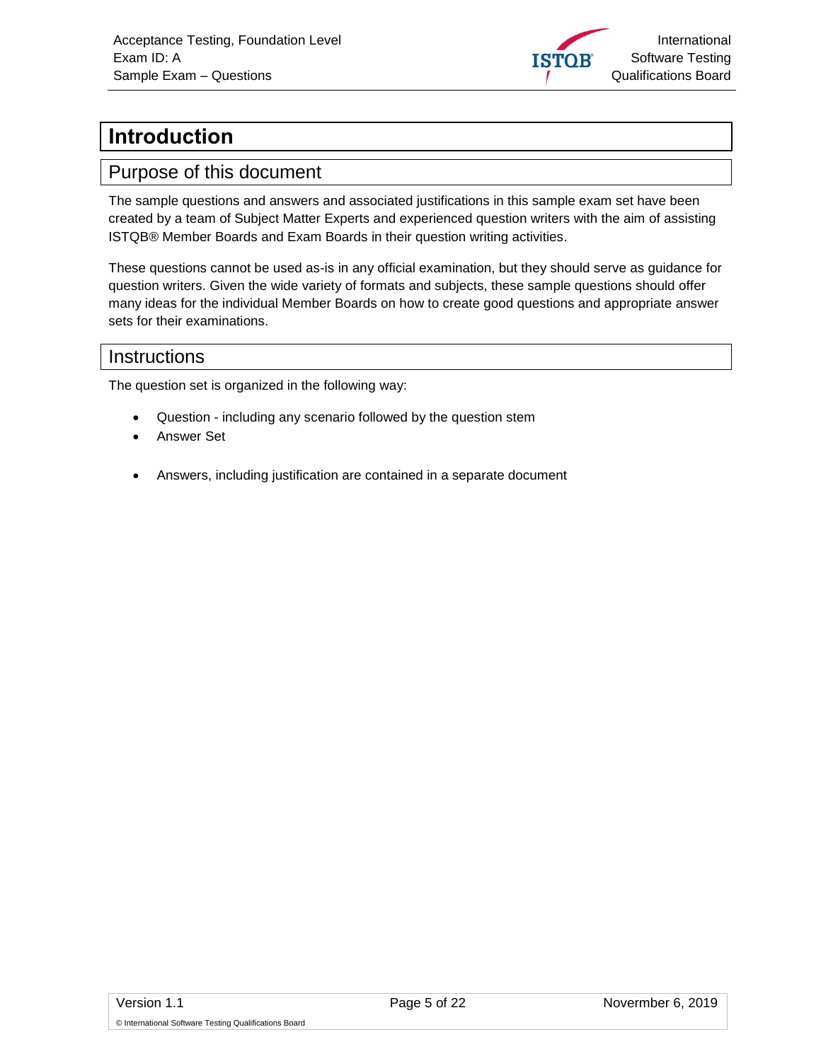# Introduction

## Purpose of this document

The sample questions and answers and associated justifications in this sample exam set have been created by a team of Subject Matter Experts and experienced question writers with the aim of assisting ISTQB® Member Boards and Exam Boards in their question writing activities.

These questions cannot be used as-is in any official examination, but they should serve as guidance for question writers. Given the wide variety of formats and subjects, these sample questions should offer many ideas for the individual Member Boards on how to create good questions and appropriate answer sets for their examinations.

## Instructions

The question set is organized in the following way:

- Question - including any scenario followed by the question stem
- Answer Set

- Answers, including justification are contained in a separate document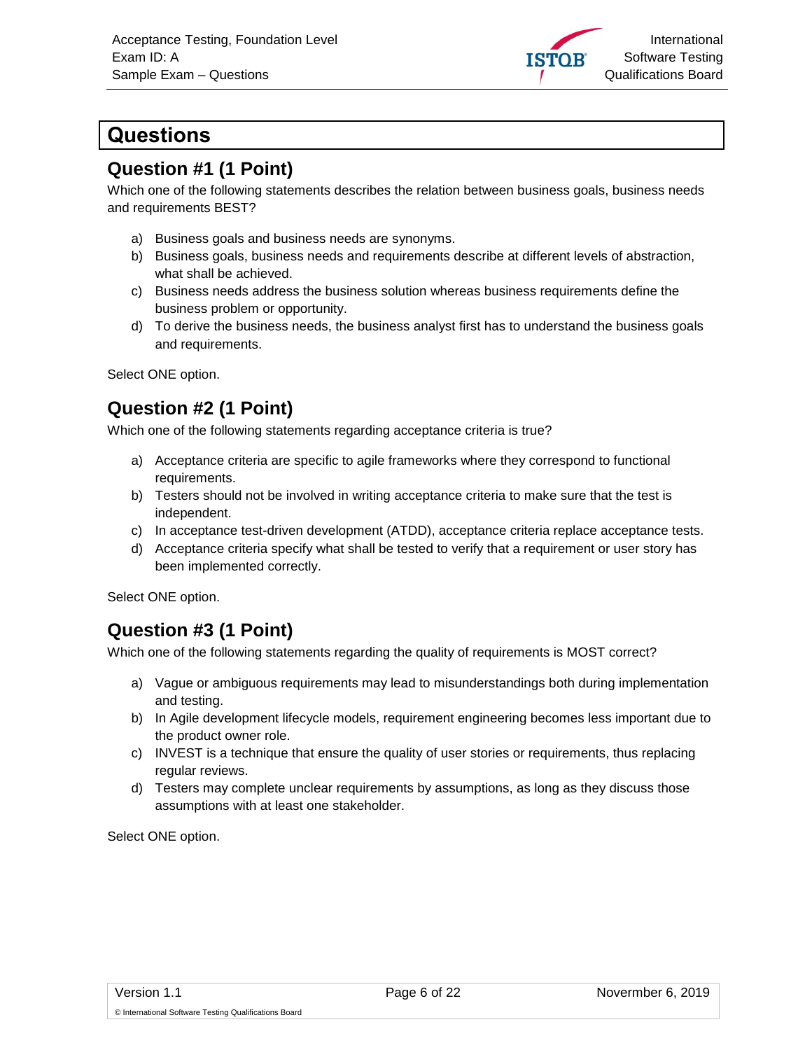# Questions

## Question #1 (1 Point)

Which one of the following statements describes the relation between business goals, business needs and requirements BEST?

a) Business goals and business needs are synonyms.
b) Business goals, business needs and requirements describe at different levels of abstraction, what shall be achieved.
c) Business needs address the business solution whereas business requirements define the business problem or opportunity.
d) To derive the business needs, the business analyst first has to understand the business goals and requirements.

Select ONE option.

## Question #2 (1 Point)

Which one of the following statements regarding acceptance criteria is true?

a) Acceptance criteria are specific to agile frameworks where they correspond to functional requirements.
b) Testers should not be involved in writing acceptance criteria to make sure that the test is independent.
c) In acceptance test-driven development (ATDD), acceptance criteria replace acceptance tests.
d) Acceptance criteria specify what shall be tested to verify that a requirement or user story has been implemented correctly.

Select ONE option.

## Question #3 (1 Point)

Which one of the following statements regarding the quality of requirements is MOST correct?

a) Vague or ambiguous requirements may lead to misunderstandings both during implementation and testing.
b) In Agile development lifecycle models, requirement engineering becomes less important due to the product owner role.
c) INVEST is a technique that ensure the quality of user stories or requirements, thus replacing regular reviews.
d) Testers may complete unclear requirements by assumptions, as long as they discuss those assumptions with at least one stakeholder.

Select ONE option.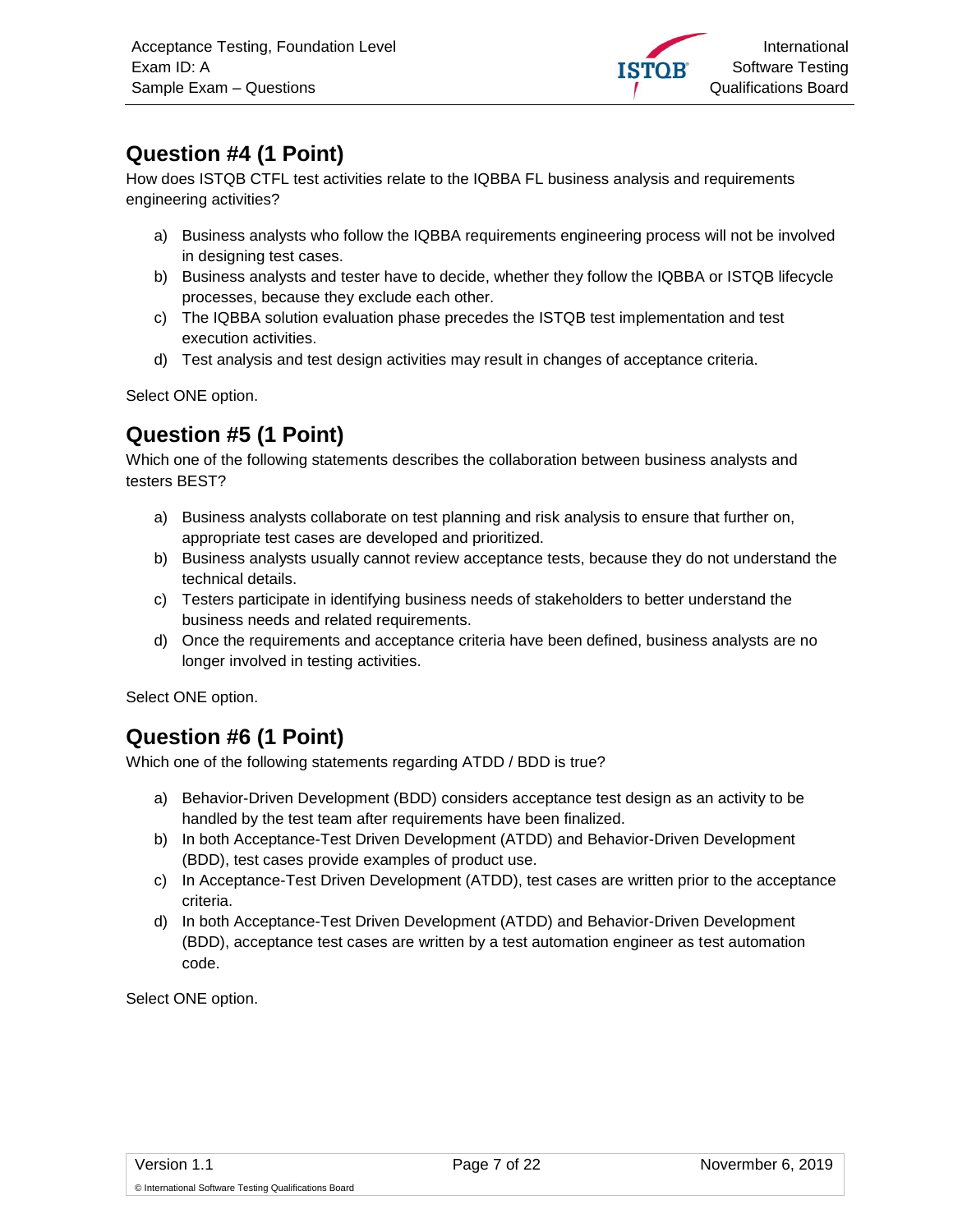## Question #4 (1 Point)

How does ISTQB CTFL test activities relate to the IQBBA FL business analysis and requirements engineering activities?

a) Business analysts who follow the IQBBA requirements engineering process will not be involved in designing test cases.
b) Business analysts and tester have to decide, whether they follow the IQBBA or ISTQB lifecycle processes, because they exclude each other.
c) The IQBBA solution evaluation phase precedes the ISTQB test implementation and test execution activities.
d) Test analysis and test design activities may result in changes of acceptance criteria.

Select ONE option.

## Question #5 (1 Point)

Which one of the following statements describes the collaboration between business analysts and testers BEST?

a) Business analysts collaborate on test planning and risk analysis to ensure that further on, appropriate test cases are developed and prioritized.
b) Business analysts usually cannot review acceptance tests, because they do not understand the technical details.
c) Testers participate in identifying business needs of stakeholders to better understand the business needs and related requirements.
d) Once the requirements and acceptance criteria have been defined, business analysts are no longer involved in testing activities.

Select ONE option.

## Question #6 (1 Point)

Which one of the following statements regarding ATDD / BDD is true?

a) Behavior-Driven Development (BDD) considers acceptance test design as an activity to be handled by the test team after requirements have been finalized.
b) In both Acceptance-Test Driven Development (ATDD) and Behavior-Driven Development (BDD), test cases provide examples of product use.
c) In Acceptance-Test Driven Development (ATDD), test cases are written prior to the acceptance criteria.
d) In both Acceptance-Test Driven Development (ATDD) and Behavior-Driven Development (BDD), acceptance test cases are written by a test automation engineer as test automation code.

Select ONE option.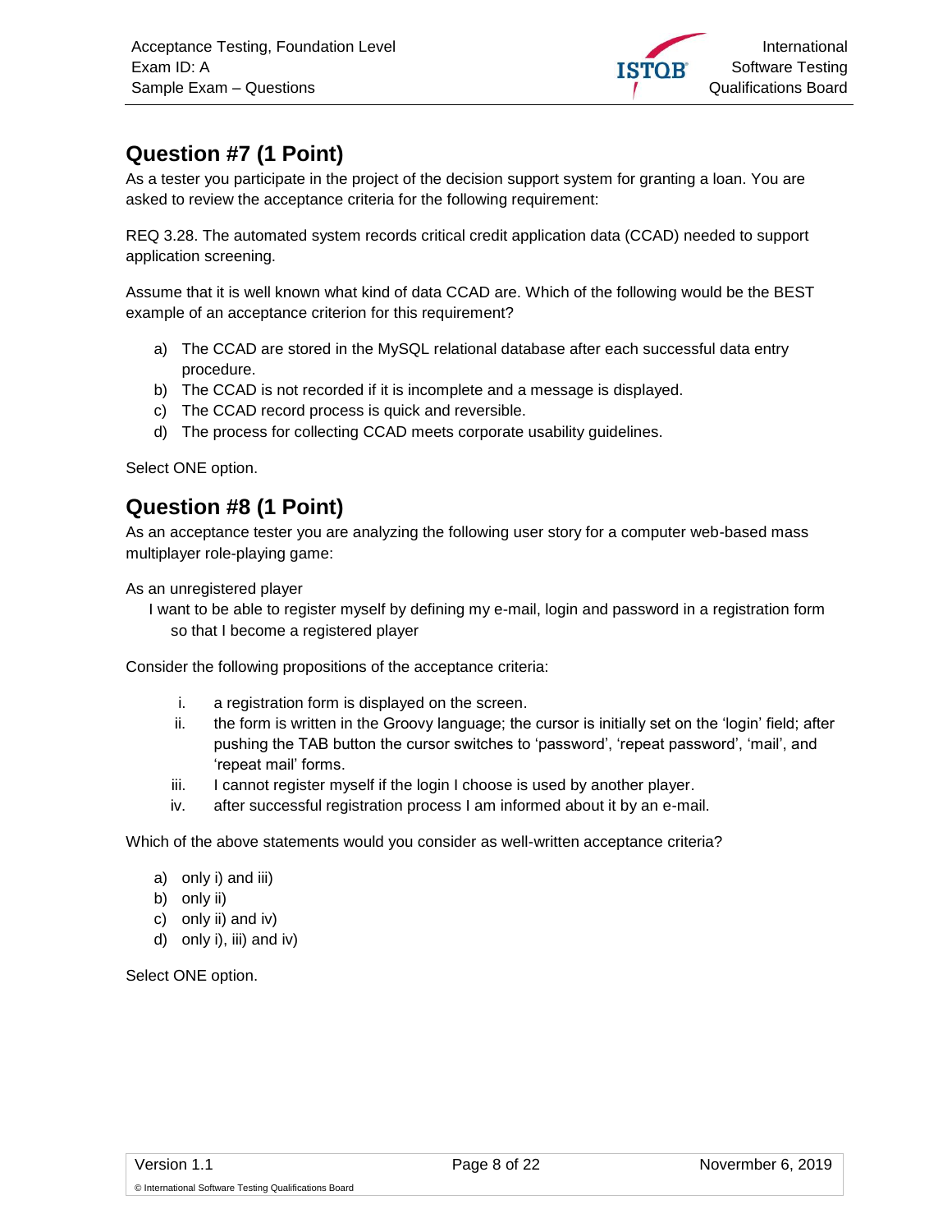## Question #7 (1 Point)

As a tester you participate in the project of the decision support system for granting a loan. You are asked to review the acceptance criteria for the following requirement:

REQ 3.28. The automated system records critical credit application data (CCAD) needed to support application screening.

Assume that it is well known what kind of data CCAD are. Which of the following would be the BEST example of an acceptance criterion for this requirement?

a) The CCAD are stored in the MySQL relational database after each successful data entry procedure.
b) The CCAD is not recorded if it is incomplete and a message is displayed.
c) The CCAD record process is quick and reversible.
d) The process for collecting CCAD meets corporate usability guidelines.

Select ONE option.

## Question #8 (1 Point)

As an acceptance tester you are analyzing the following user story for a computer web-based mass multiplayer role-playing game:

As an unregistered player
I want to be able to register myself by defining my e-mail, login and password in a registration form
so that I become a registered player

Consider the following propositions of the acceptance criteria:

i. a registration form is displayed on the screen.
ii. the form is written in the Groovy language; the cursor is initially set on the 'login' field; after pushing the TAB button the cursor switches to 'password', 'repeat password', 'mail', and 'repeat mail' forms.
iii. I cannot register myself if the login I choose is used by another player.
iv. after successful registration process I am informed about it by an e-mail.

Which of the above statements would you consider as well-written acceptance criteria?

a) only i) and iii)
b) only ii)
c) only ii) and iv)
d) only i), iii) and iv)

Select ONE option.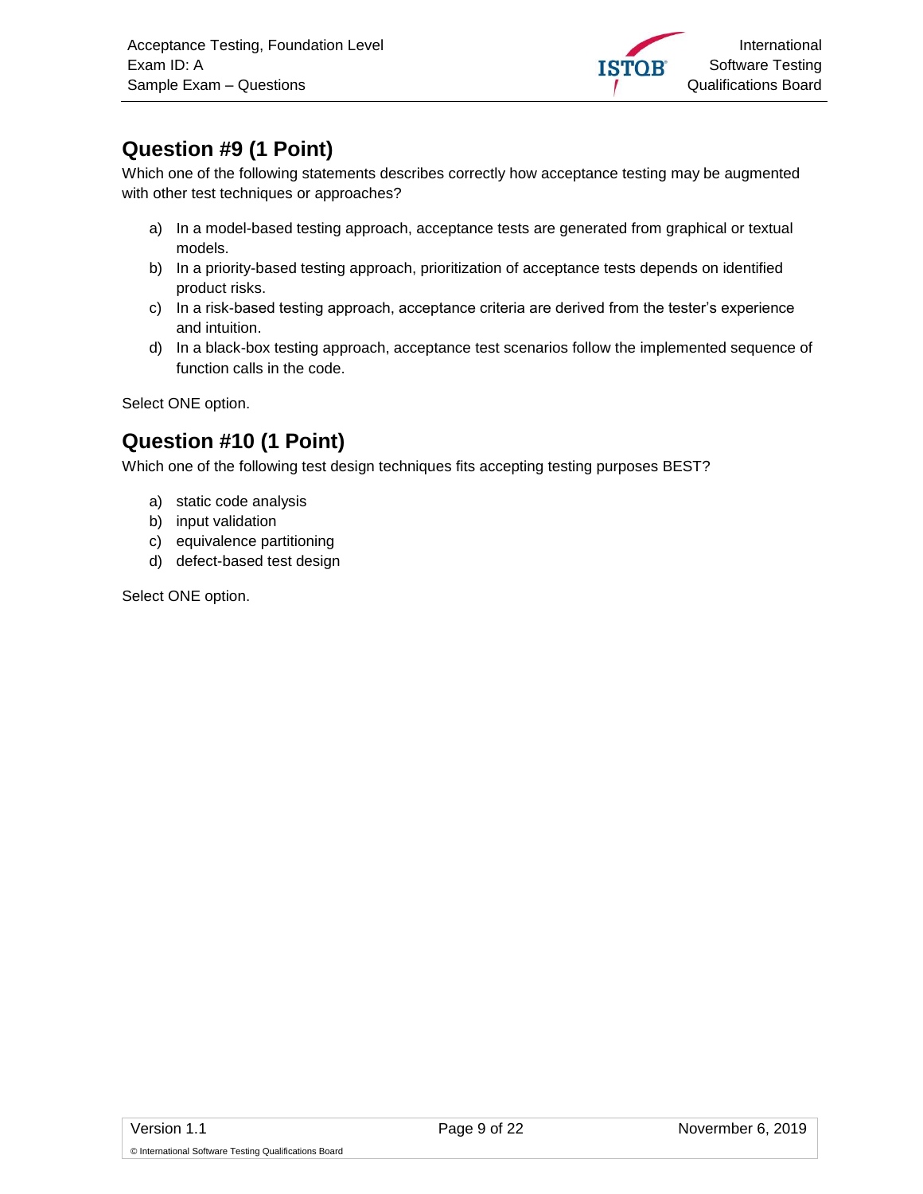## Question #9 (1 Point)

Which one of the following statements describes correctly how acceptance testing may be augmented with other test techniques or approaches?

a) In a model-based testing approach, acceptance tests are generated from graphical or textual models.
b) In a priority-based testing approach, prioritization of acceptance tests depends on identified product risks.
c) In a risk-based testing approach, acceptance criteria are derived from the tester's experience and intuition.
d) In a black-box testing approach, acceptance test scenarios follow the implemented sequence of function calls in the code.

Select ONE option.

## Question #10 (1 Point)

Which one of the following test design techniques fits accepting testing purposes BEST?

a) static code analysis
b) input validation
c) equivalence partitioning
d) defect-based test design

Select ONE option.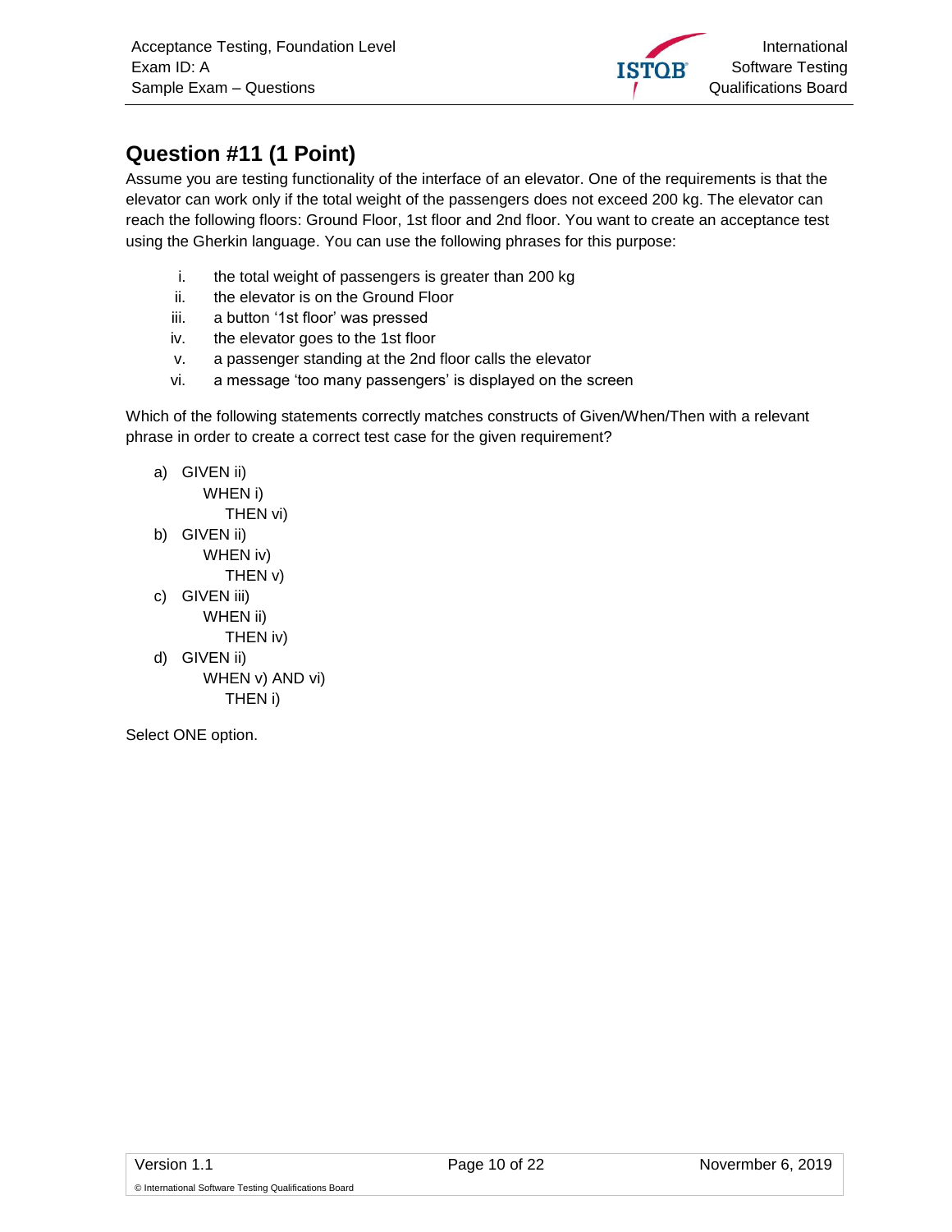## Question #11 (1 Point)

Assume you are testing functionality of the interface of an elevator. One of the requirements is that the elevator can work only if the total weight of the passengers does not exceed 200 kg. The elevator can reach the following floors: Ground Floor, 1st floor and 2nd floor. You want to create an acceptance test using the Gherkin language. You can use the following phrases for this purpose:

i. the total weight of passengers is greater than 200 kg
ii. the elevator is on the Ground Floor
iii. a button '1st floor' was pressed
iv. the elevator goes to the 1st floor
v. a passenger standing at the 2nd floor calls the elevator
vi. a message 'too many passengers' is displayed on the screen

Which of the following statements correctly matches constructs of Given/When/Then with a relevant phrase in order to create a correct test case for the given requirement?

a) GIVEN ii)
   WHEN i)
   THEN vi)

b) GIVEN ii)
   WHEN iv)
   THEN v)

c) GIVEN iii)
   WHEN ii)
   THEN iv)

d) GIVEN ii)
   WHEN v) AND vi)
   THEN i)

Select ONE option.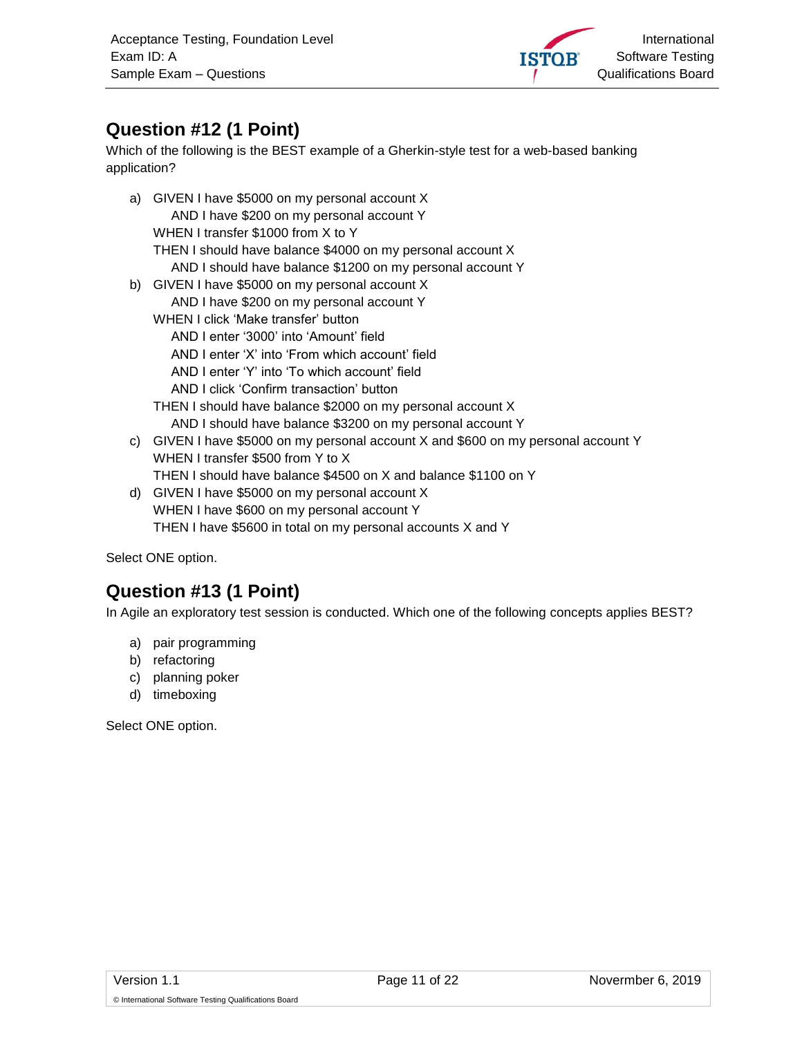## Question #12 (1 Point)

Which of the following is the BEST example of a Gherkin-style test for a web-based banking application?

a) GIVEN I have $5000 on my personal account X  
   AND I have $200 on my personal account Y  
   WHEN I transfer $1000 from X to Y  
   THEN I should have balance $4000 on my personal account X  
   AND I should have balance $1200 on my personal account Y

b) GIVEN I have $5000 on my personal account X  
   AND I have $200 on my personal account Y  
   WHEN I click 'Make transfer' button  
   AND I enter '3000' into 'Amount' field  
   AND I enter 'X' into 'From which account' field  
   AND I enter 'Y' into 'To which account' field  
   AND I click 'Confirm transaction' button  
   THEN I should have balance $2000 on my personal account X  
   AND I should have balance $3200 on my personal account Y

c) GIVEN I have $5000 on my personal account X and $600 on my personal account Y  
   WHEN I transfer $500 from Y to X  
   THEN I should have balance $4500 on X and balance $1100 on Y

d) GIVEN I have $5000 on my personal account X  
   WHEN I have $600 on my personal account Y  
   THEN I have $5600 in total on my personal accounts X and Y

Select ONE option.

## Question #13 (1 Point)

In Agile an exploratory test session is conducted. Which one of the following concepts applies BEST?

a) pair programming
b) refactoring
c) planning poker
d) timeboxing

Select ONE option.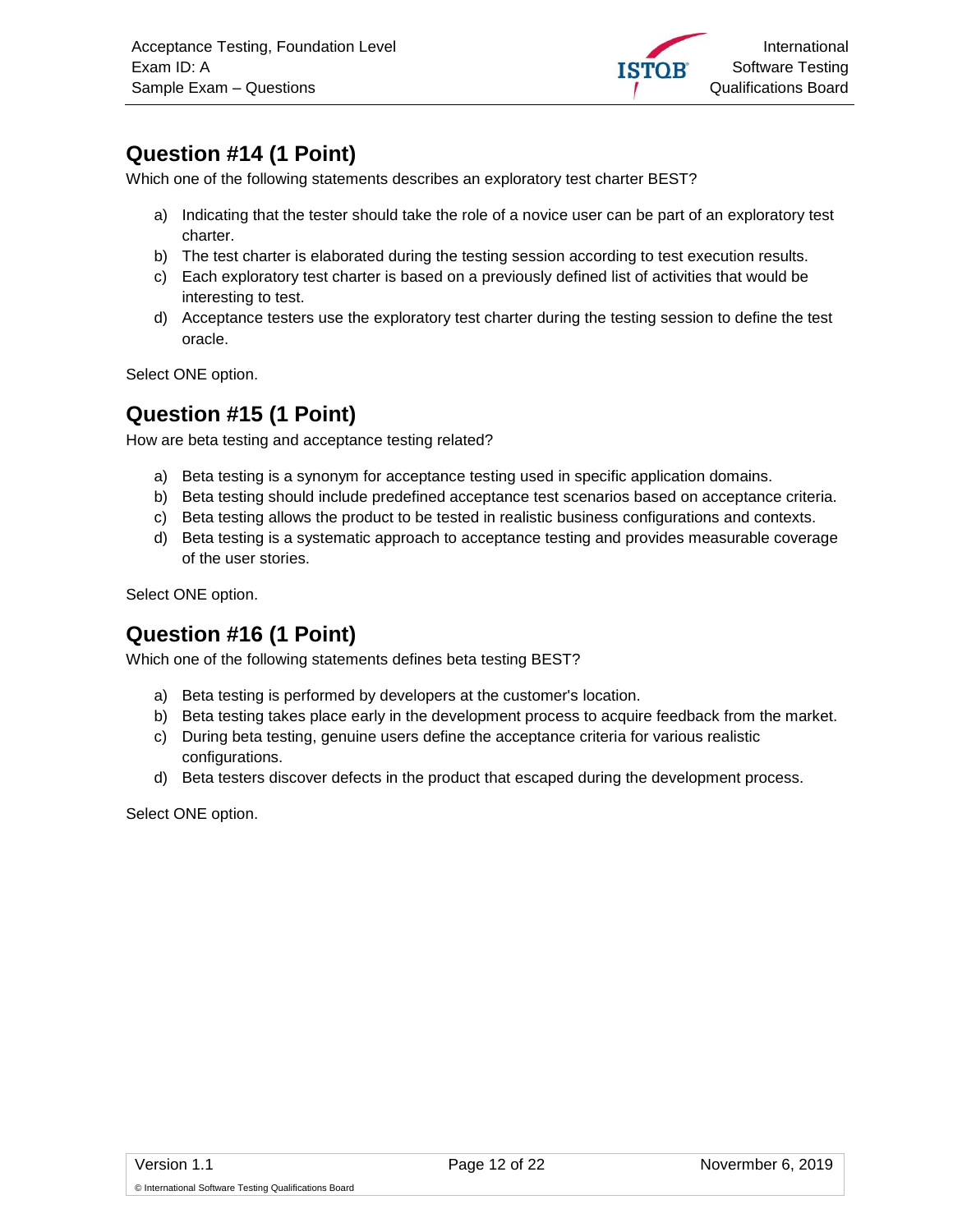## Question #14 (1 Point)

Which one of the following statements describes an exploratory test charter BEST?

a) Indicating that the tester should take the role of a novice user can be part of an exploratory test charter.
b) The test charter is elaborated during the testing session according to test execution results.
c) Each exploratory test charter is based on a previously defined list of activities that would be interesting to test.
d) Acceptance testers use the exploratory test charter during the testing session to define the test oracle.

Select ONE option.

## Question #15 (1 Point)

How are beta testing and acceptance testing related?

a) Beta testing is a synonym for acceptance testing used in specific application domains.
b) Beta testing should include predefined acceptance test scenarios based on acceptance criteria.
c) Beta testing allows the product to be tested in realistic business configurations and contexts.
d) Beta testing is a systematic approach to acceptance testing and provides measurable coverage of the user stories.

Select ONE option.

## Question #16 (1 Point)

Which one of the following statements defines beta testing BEST?

a) Beta testing is performed by developers at the customer's location.
b) Beta testing takes place early in the development process to acquire feedback from the market.
c) During beta testing, genuine users define the acceptance criteria for various realistic configurations.
d) Beta testers discover defects in the product that escaped during the development process.

Select ONE option.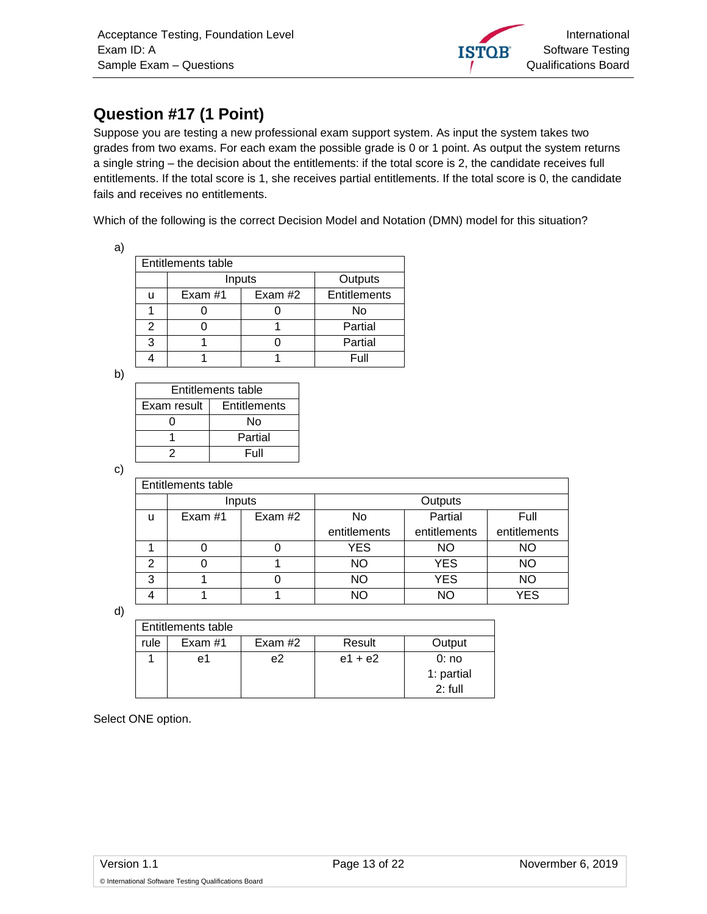## Question #17 (1 Point)

Suppose you are testing a new professional exam support system. As input the system takes two grades from two exams. For each exam the possible grade is 0 or 1 point. As output the system returns a single string – the decision about the entitlements: if the total score is 2, the candidate receives full entitlements. If the total score is 1, she receives partial entitlements. If the total score is 0, the candidate fails and receives no entitlements.

Which of the following is the correct Decision Model and Notation (DMN) model for this situation?

a)

| Entitlements table | | | |
|---|---|---|---|
| | Inputs | | Outputs |
| u | Exam #1 | Exam #2 | Entitlements |
| 1 | 0 | 0 | No |
| 2 | 0 | 1 | Partial |
| 3 | 1 | 0 | Partial |
| 4 | 1 | 1 | Full |

b)

| Entitlements table | |
|---|---|
| Exam result | Entitlements |
| 0 | No |
| 1 | Partial |
| 2 | Full |

c)

| Entitlements table | | | | | |
|---|---|---|---|---|---|
| | Inputs | | Outputs | | |
| u | Exam #1 | Exam #2 | No entitlements | Partial entitlements | Full entitlements |
| 1 | 0 | 0 | YES | NO | NO |
| 2 | 0 | 1 | NO | YES | NO |
| 3 | 1 | 0 | NO | YES | NO |
| 4 | 1 | 1 | NO | NO | YES |

d)

| Entitlements table | | | | |
|---|---|---|---|---|
| rule | Exam #1 | Exam #2 | Result | Output |
| 1 | e1 | e2 | e1 + e2 | 0: no<br>1: partial<br>2: full |

Select ONE option.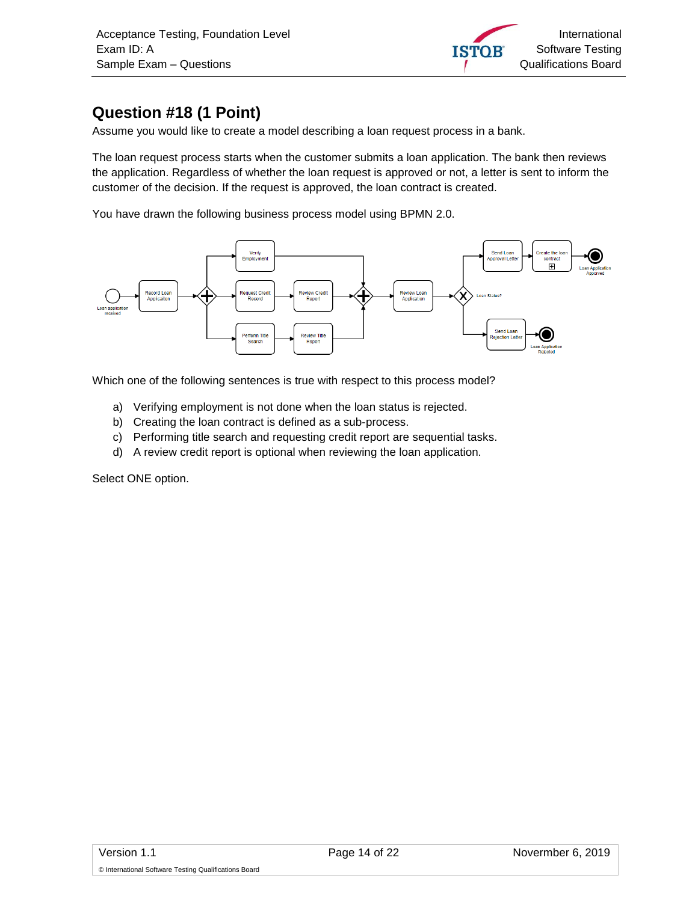## Question #18 (1 Point)

Assume you would like to create a model describing a loan request process in a bank.

The loan request process starts when the customer submits a loan application. The bank then reviews the application. Regardless of whether the loan request is approved or not, a letter is sent to inform the customer of the decision. If the request is approved, the loan contract is created.

You have drawn the following business process model using BPMN 2.0.

Which one of the following sentences is true with respect to this process model?

a) Verifying employment is not done when the loan status is rejected.
b) Creating the loan contract is defined as a sub-process.
c) Performing title search and requesting credit report are sequential tasks.
d) A review credit report is optional when reviewing the loan application.

Select ONE option.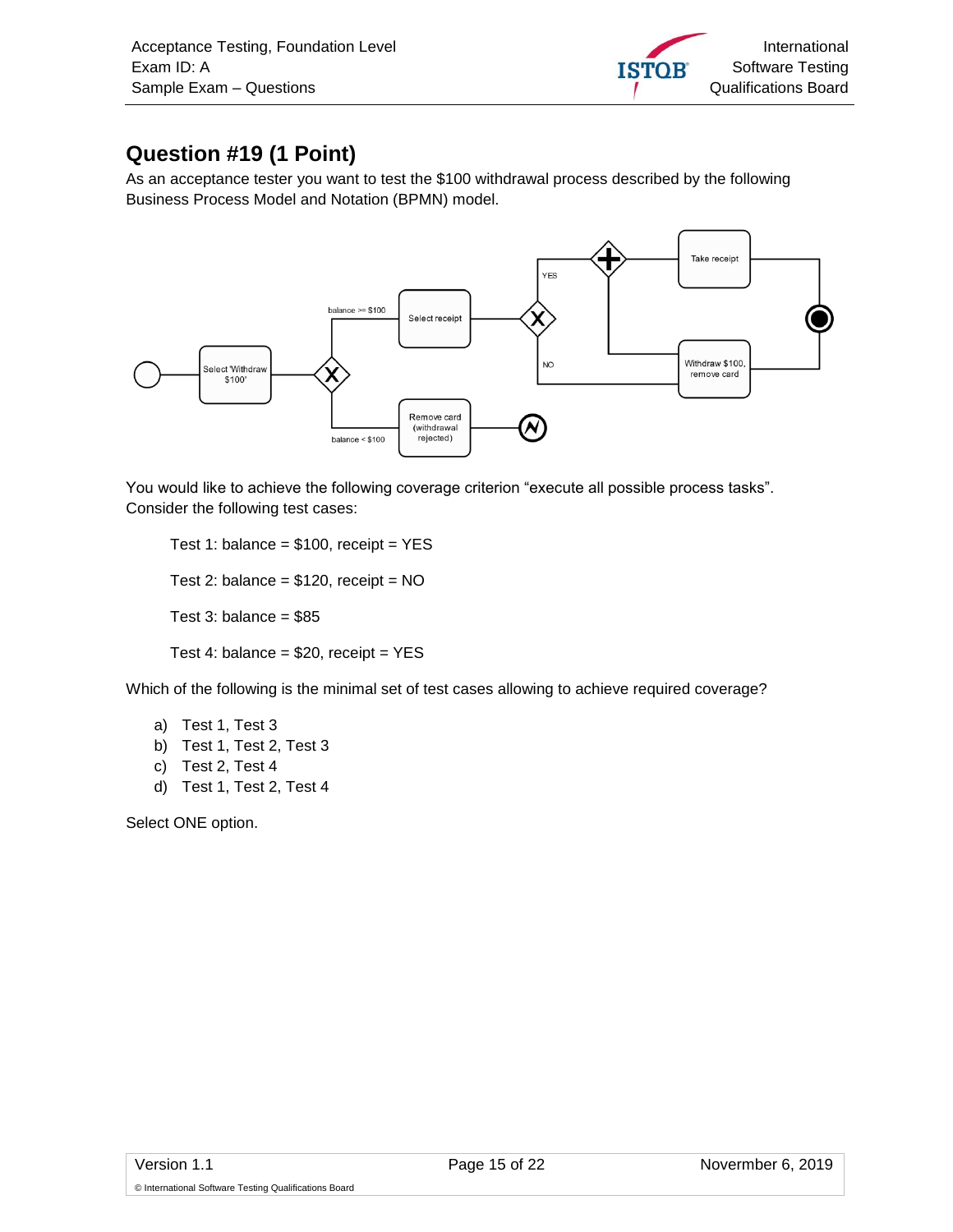## Question #19 (1 Point)

As an acceptance tester you want to test the $100 withdrawal process described by the following Business Process Model and Notation (BPMN) model.

You would like to achieve the following coverage criterion "execute all possible process tasks". Consider the following test cases:

Test 1: balance = $100, receipt = YES

Test 2: balance = $120, receipt = NO

Test 3: balance = $85

Test 4: balance = $20, receipt = YES

Which of the following is the minimal set of test cases allowing to achieve required coverage?

a) Test 1, Test 3
b) Test 1, Test 2, Test 3
c) Test 2, Test 4
d) Test 1, Test 2, Test 4

Select ONE option.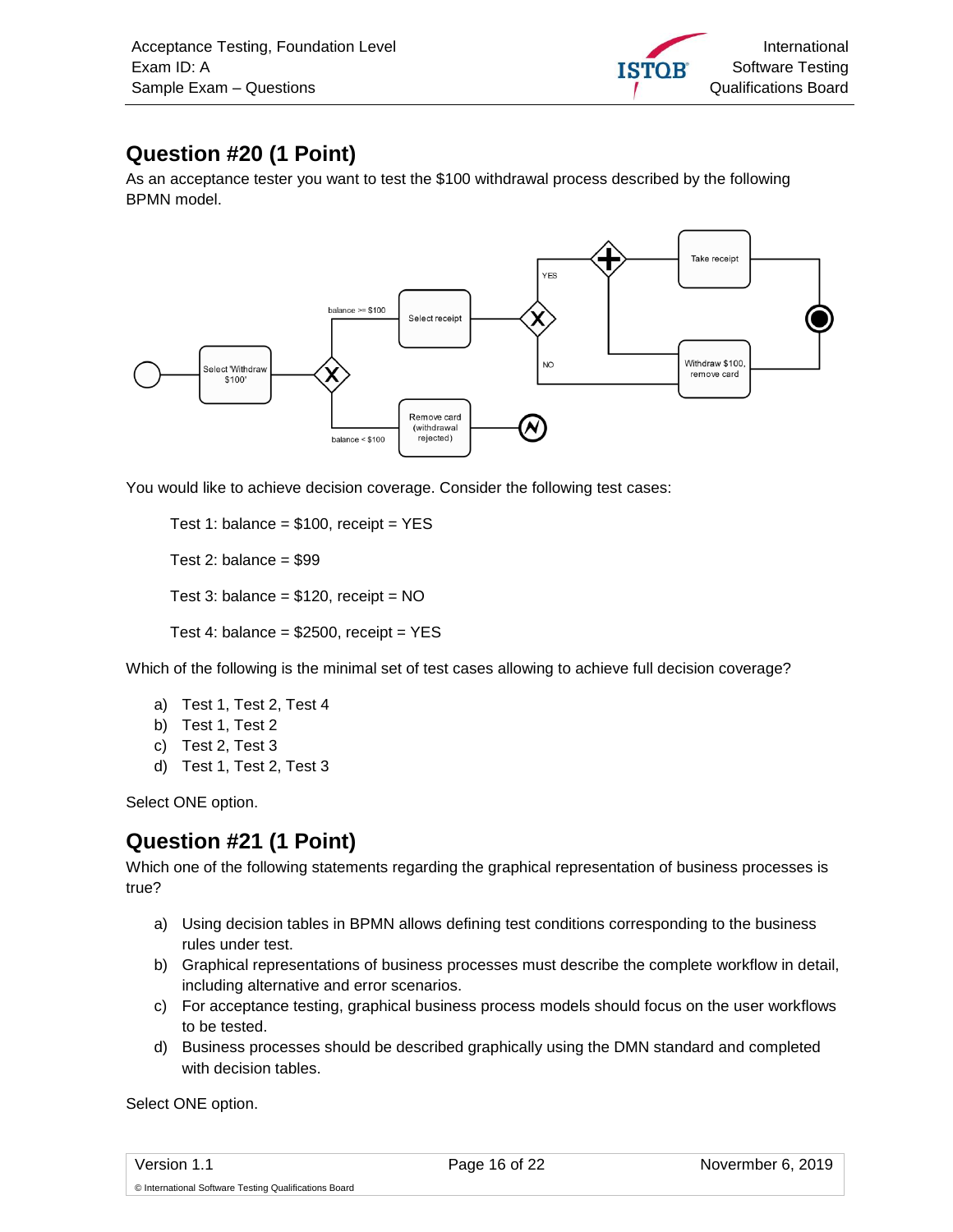## Question #20 (1 Point)

As an acceptance tester you want to test the $100 withdrawal process described by the following BPMN model.

You would like to achieve decision coverage. Consider the following test cases:

Test 1: balance = $100, receipt = YES

Test 2: balance = $99

Test 3: balance = $120, receipt = NO

Test 4: balance = $2500, receipt = YES

Which of the following is the minimal set of test cases allowing to achieve full decision coverage?

a) Test 1, Test 2, Test 4
b) Test 1, Test 2
c) Test 2, Test 3
d) Test 1, Test 2, Test 3

Select ONE option.

## Question #21 (1 Point)

Which one of the following statements regarding the graphical representation of business processes is true?

a) Using decision tables in BPMN allows defining test conditions corresponding to the business rules under test.
b) Graphical representations of business processes must describe the complete workflow in detail, including alternative and error scenarios.
c) For acceptance testing, graphical business process models should focus on the user workflows to be tested.
d) Business processes should be described graphically using the DMN standard and completed with decision tables.

Select ONE option.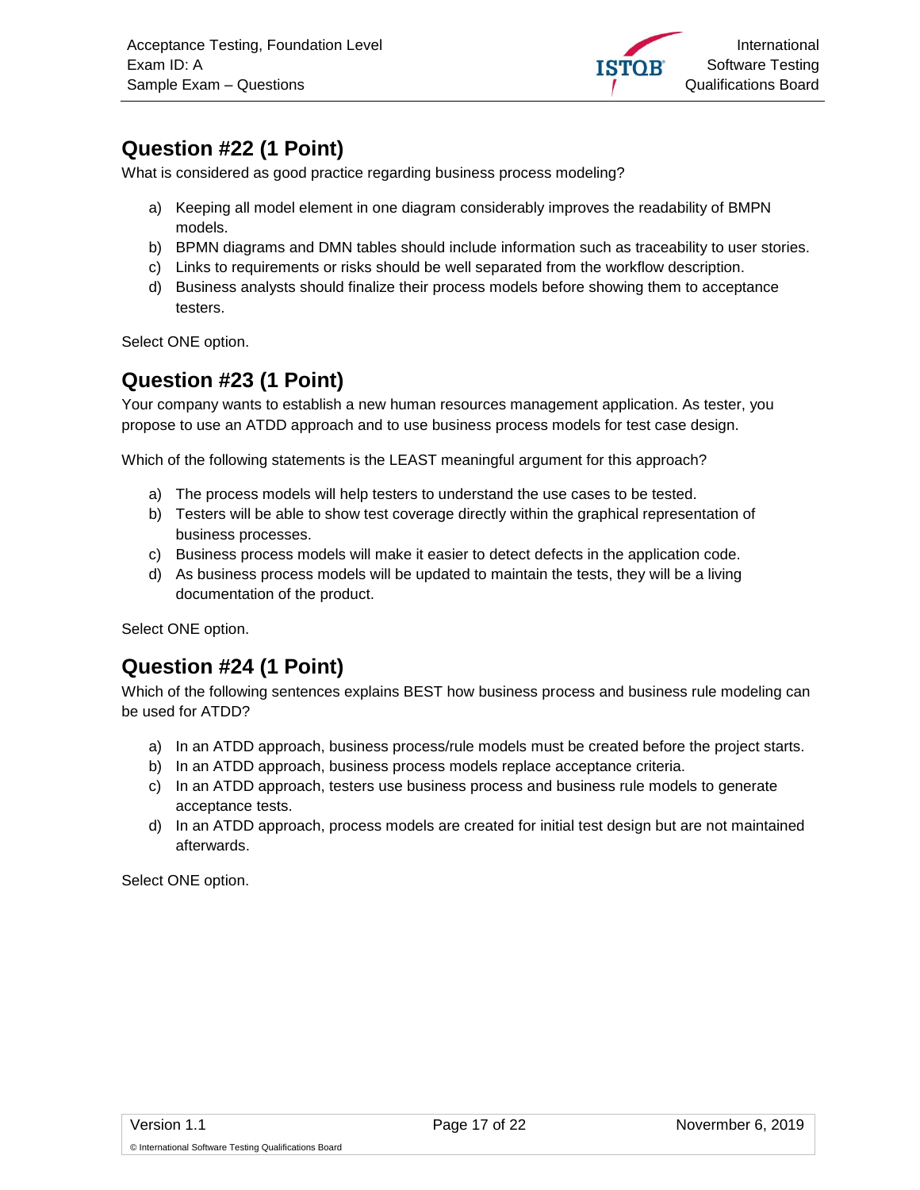## Question #22 (1 Point)

What is considered as good practice regarding business process modeling?

a) Keeping all model element in one diagram considerably improves the readability of BMPN models.
b) BPMN diagrams and DMN tables should include information such as traceability to user stories.
c) Links to requirements or risks should be well separated from the workflow description.
d) Business analysts should finalize their process models before showing them to acceptance testers.

Select ONE option.

## Question #23 (1 Point)

Your company wants to establish a new human resources management application. As tester, you propose to use an ATDD approach and to use business process models for test case design.

Which of the following statements is the LEAST meaningful argument for this approach?

a) The process models will help testers to understand the use cases to be tested.
b) Testers will be able to show test coverage directly within the graphical representation of business processes.
c) Business process models will make it easier to detect defects in the application code.
d) As business process models will be updated to maintain the tests, they will be a living documentation of the product.

Select ONE option.

## Question #24 (1 Point)

Which of the following sentences explains BEST how business process and business rule modeling can be used for ATDD?

a) In an ATDD approach, business process/rule models must be created before the project starts.
b) In an ATDD approach, business process models replace acceptance criteria.
c) In an ATDD approach, testers use business process and business rule models to generate acceptance tests.
d) In an ATDD approach, process models are created for initial test design but are not maintained afterwards.

Select ONE option.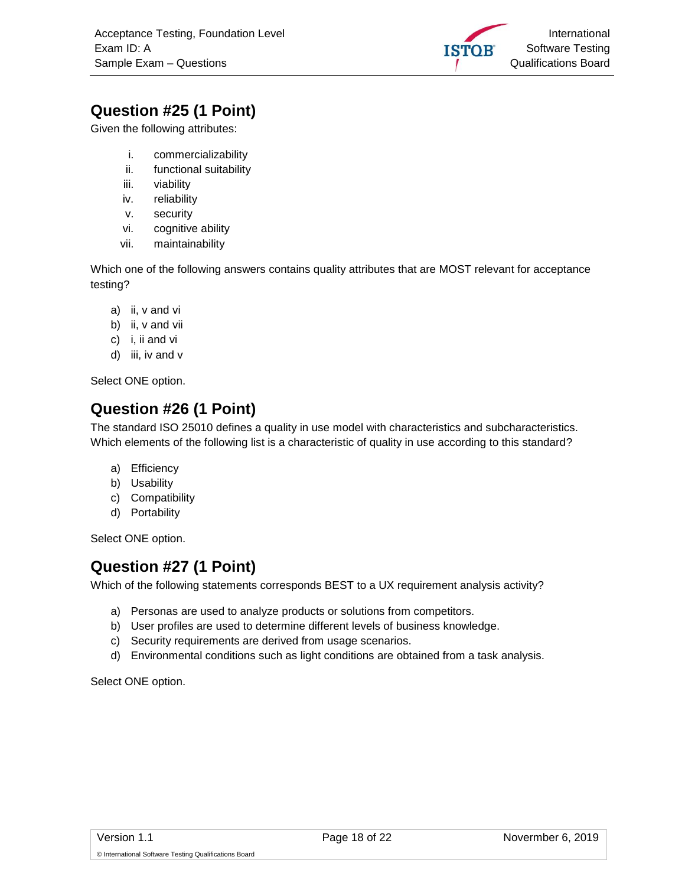## Question #25 (1 Point)

Given the following attributes:

i. commercializability
ii. functional suitability
iii. viability
iv. reliability
v. security
vi. cognitive ability
vii. maintainability

Which one of the following answers contains quality attributes that are MOST relevant for acceptance testing?

a) ii, v and vi
b) ii, v and vii
c) i, ii and vi
d) iii, iv and v

Select ONE option.

## Question #26 (1 Point)

The standard ISO 25010 defines a quality in use model with characteristics and subcharacteristics. Which elements of the following list is a characteristic of quality in use according to this standard?

a) Efficiency
b) Usability
c) Compatibility
d) Portability

Select ONE option.

## Question #27 (1 Point)

Which of the following statements corresponds BEST to a UX requirement analysis activity?

a) Personas are used to analyze products or solutions from competitors.
b) User profiles are used to determine different levels of business knowledge.
c) Security requirements are derived from usage scenarios.
d) Environmental conditions such as light conditions are obtained from a task analysis.

Select ONE option.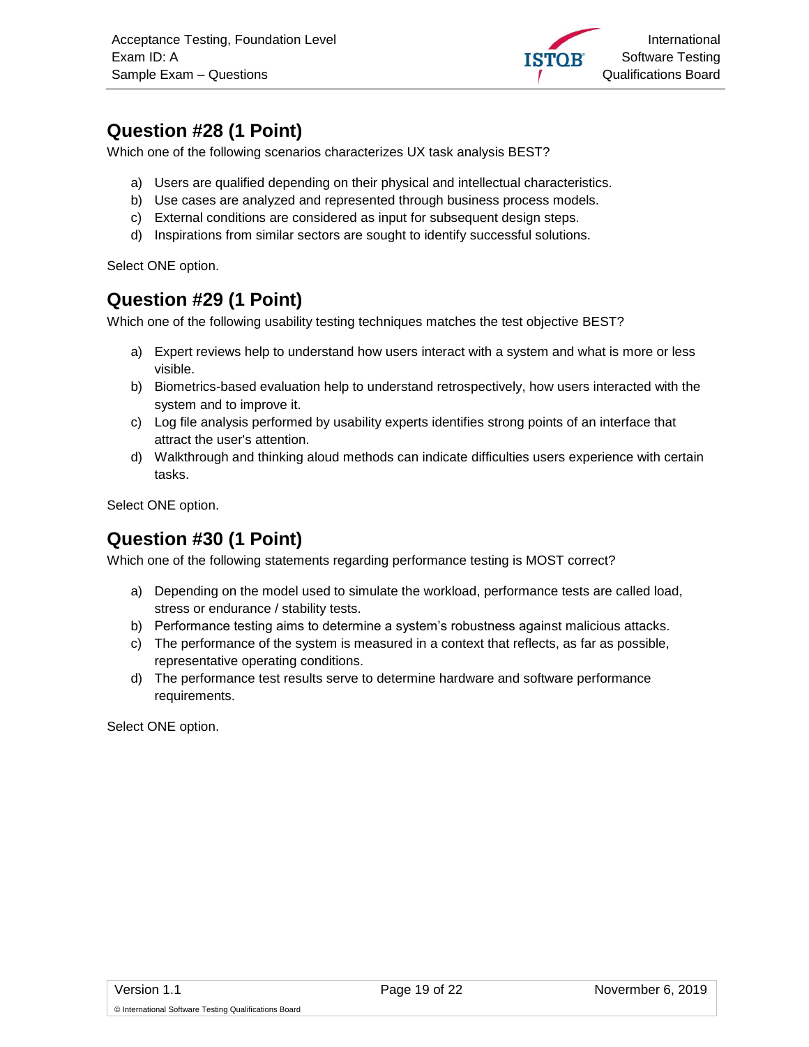## Question #28 (1 Point)

Which one of the following scenarios characterizes UX task analysis BEST?

a) Users are qualified depending on their physical and intellectual characteristics.
b) Use cases are analyzed and represented through business process models.
c) External conditions are considered as input for subsequent design steps.
d) Inspirations from similar sectors are sought to identify successful solutions.

Select ONE option.

## Question #29 (1 Point)

Which one of the following usability testing techniques matches the test objective BEST?

a) Expert reviews help to understand how users interact with a system and what is more or less visible.
b) Biometrics-based evaluation help to understand retrospectively, how users interacted with the system and to improve it.
c) Log file analysis performed by usability experts identifies strong points of an interface that attract the user's attention.
d) Walkthrough and thinking aloud methods can indicate difficulties users experience with certain tasks.

Select ONE option.

## Question #30 (1 Point)

Which one of the following statements regarding performance testing is MOST correct?

a) Depending on the model used to simulate the workload, performance tests are called load, stress or endurance / stability tests.
b) Performance testing aims to determine a system's robustness against malicious attacks.
c) The performance of the system is measured in a context that reflects, as far as possible, representative operating conditions.
d) The performance test results serve to determine hardware and software performance requirements.

Select ONE option.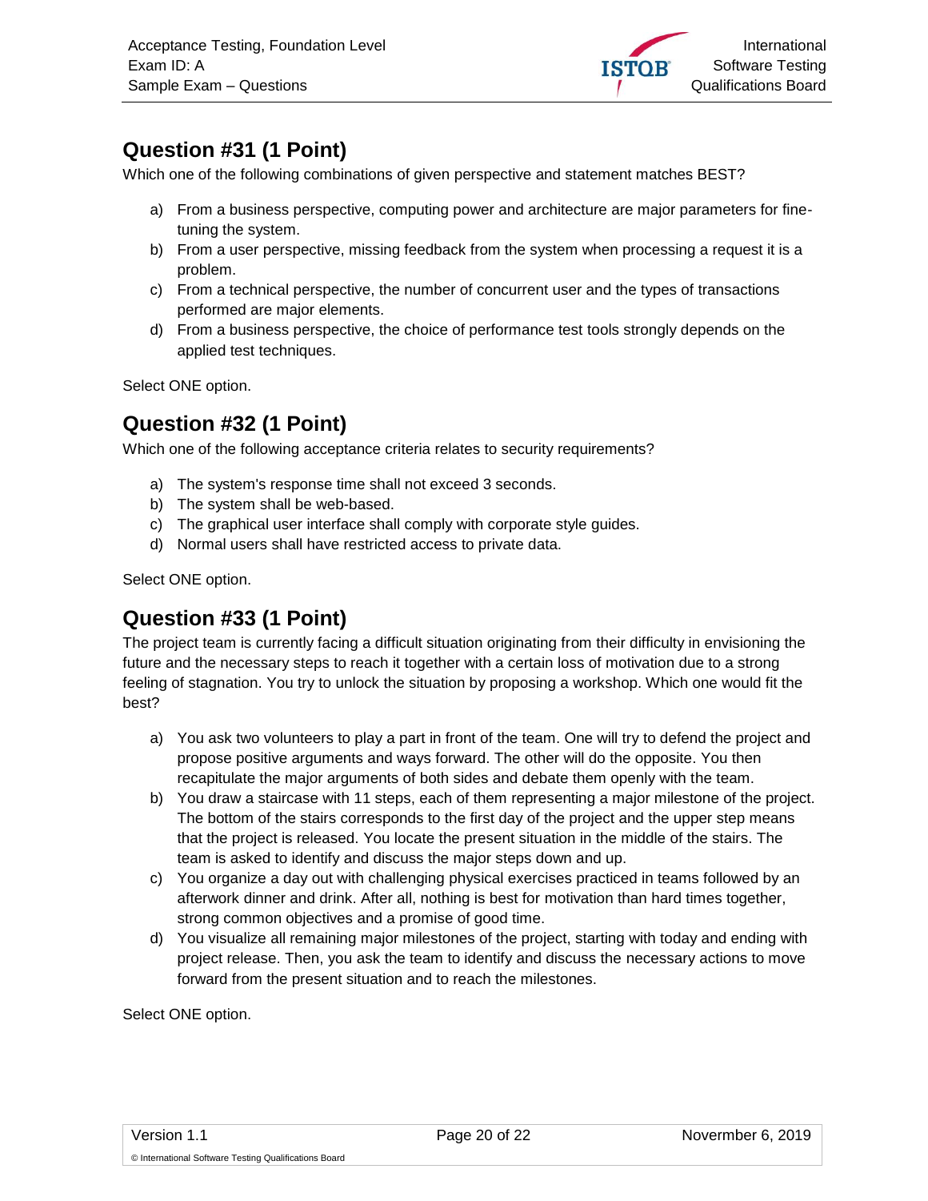## Question #31 (1 Point)

Which one of the following combinations of given perspective and statement matches BEST?

a) From a business perspective, computing power and architecture are major parameters for fine-tuning the system.
b) From a user perspective, missing feedback from the system when processing a request it is a problem.
c) From a technical perspective, the number of concurrent user and the types of transactions performed are major elements.
d) From a business perspective, the choice of performance test tools strongly depends on the applied test techniques.

Select ONE option.

## Question #32 (1 Point)

Which one of the following acceptance criteria relates to security requirements?

a) The system's response time shall not exceed 3 seconds.
b) The system shall be web-based.
c) The graphical user interface shall comply with corporate style guides.
d) Normal users shall have restricted access to private data.

Select ONE option.

## Question #33 (1 Point)

The project team is currently facing a difficult situation originating from their difficulty in envisioning the future and the necessary steps to reach it together with a certain loss of motivation due to a strong feeling of stagnation. You try to unlock the situation by proposing a workshop. Which one would fit the best?

a) You ask two volunteers to play a part in front of the team. One will try to defend the project and propose positive arguments and ways forward. The other will do the opposite. You then recapitulate the major arguments of both sides and debate them openly with the team.
b) You draw a staircase with 11 steps, each of them representing a major milestone of the project. The bottom of the stairs corresponds to the first day of the project and the upper step means that the project is released. You locate the present situation in the middle of the stairs. The team is asked to identify and discuss the major steps down and up.
c) You organize a day out with challenging physical exercises practiced in teams followed by an afterwork dinner and drink. After all, nothing is best for motivation than hard times together, strong common objectives and a promise of good time.
d) You visualize all remaining major milestones of the project, starting with today and ending with project release. Then, you ask the team to identify and discuss the necessary actions to move forward from the present situation and to reach the milestones.

Select ONE option.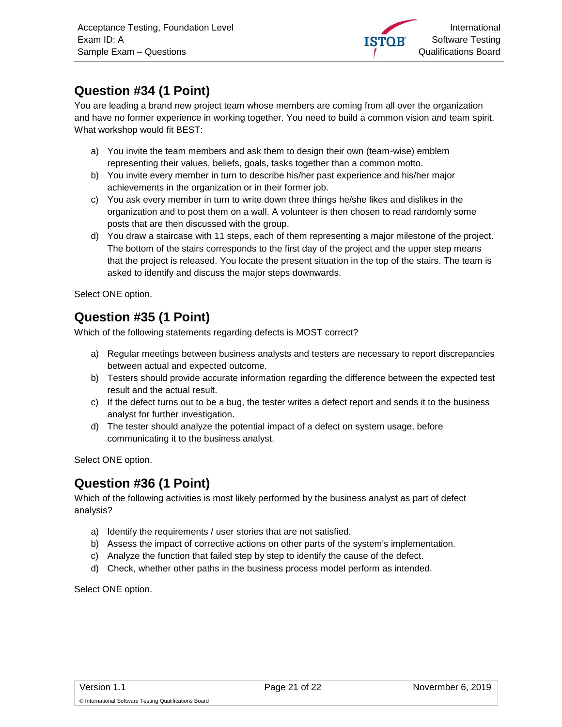## Question #34 (1 Point)

You are leading a brand new project team whose members are coming from all over the organization and have no former experience in working together. You need to build a common vision and team spirit. What workshop would fit BEST:

a) You invite the team members and ask them to design their own (team-wise) emblem representing their values, beliefs, goals, tasks together than a common motto.
b) You invite every member in turn to describe his/her past experience and his/her major achievements in the organization or in their former job.
c) You ask every member in turn to write down three things he/she likes and dislikes in the organization and to post them on a wall. A volunteer is then chosen to read randomly some posts that are then discussed with the group.
d) You draw a staircase with 11 steps, each of them representing a major milestone of the project. The bottom of the stairs corresponds to the first day of the project and the upper step means that the project is released. You locate the present situation in the top of the stairs. The team is asked to identify and discuss the major steps downwards.

Select ONE option.

## Question #35 (1 Point)

Which of the following statements regarding defects is MOST correct?

a) Regular meetings between business analysts and testers are necessary to report discrepancies between actual and expected outcome.
b) Testers should provide accurate information regarding the difference between the expected test result and the actual result.
c) If the defect turns out to be a bug, the tester writes a defect report and sends it to the business analyst for further investigation.
d) The tester should analyze the potential impact of a defect on system usage, before communicating it to the business analyst.

Select ONE option.

## Question #36 (1 Point)

Which of the following activities is most likely performed by the business analyst as part of defect analysis?

a) Identify the requirements / user stories that are not satisfied.
b) Assess the impact of corrective actions on other parts of the system's implementation.
c) Analyze the function that failed step by step to identify the cause of the defect.
d) Check, whether other paths in the business process model perform as intended.

Select ONE option.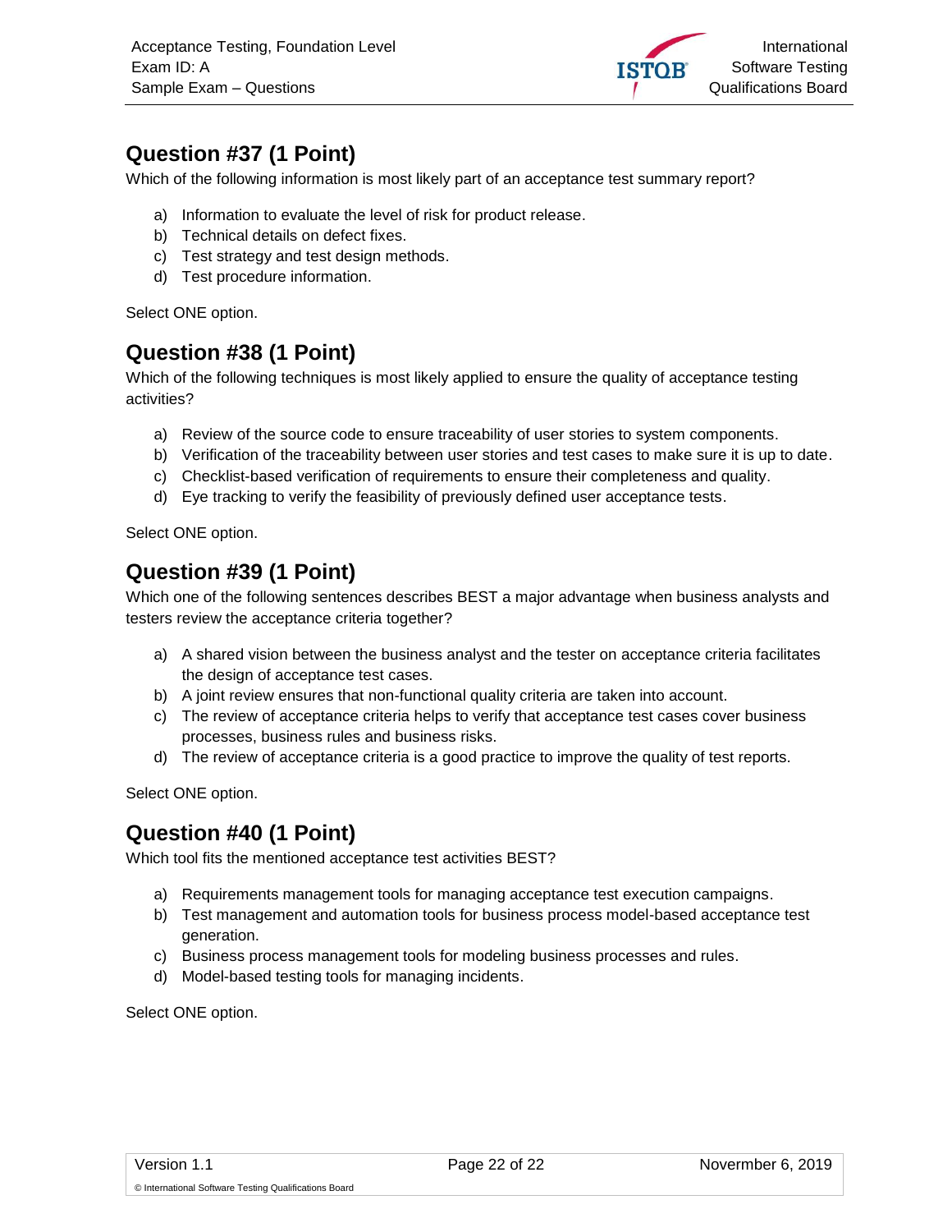## Question #37 (1 Point)

Which of the following information is most likely part of an acceptance test summary report?

a) Information to evaluate the level of risk for product release.
b) Technical details on defect fixes.
c) Test strategy and test design methods.
d) Test procedure information.

Select ONE option.

## Question #38 (1 Point)

Which of the following techniques is most likely applied to ensure the quality of acceptance testing activities?

a) Review of the source code to ensure traceability of user stories to system components.
b) Verification of the traceability between user stories and test cases to make sure it is up to date.
c) Checklist-based verification of requirements to ensure their completeness and quality.
d) Eye tracking to verify the feasibility of previously defined user acceptance tests.

Select ONE option.

## Question #39 (1 Point)

Which one of the following sentences describes BEST a major advantage when business analysts and testers review the acceptance criteria together?

a) A shared vision between the business analyst and the tester on acceptance criteria facilitates the design of acceptance test cases.
b) A joint review ensures that non-functional quality criteria are taken into account.
c) The review of acceptance criteria helps to verify that acceptance test cases cover business processes, business rules and business risks.
d) The review of acceptance criteria is a good practice to improve the quality of test reports.

Select ONE option.

## Question #40 (1 Point)

Which tool fits the mentioned acceptance test activities BEST?

a) Requirements management tools for managing acceptance test execution campaigns.
b) Test management and automation tools for business process model-based acceptance test generation.
c) Business process management tools for modeling business processes and rules.
d) Model-based testing tools for managing incidents.

Select ONE option.